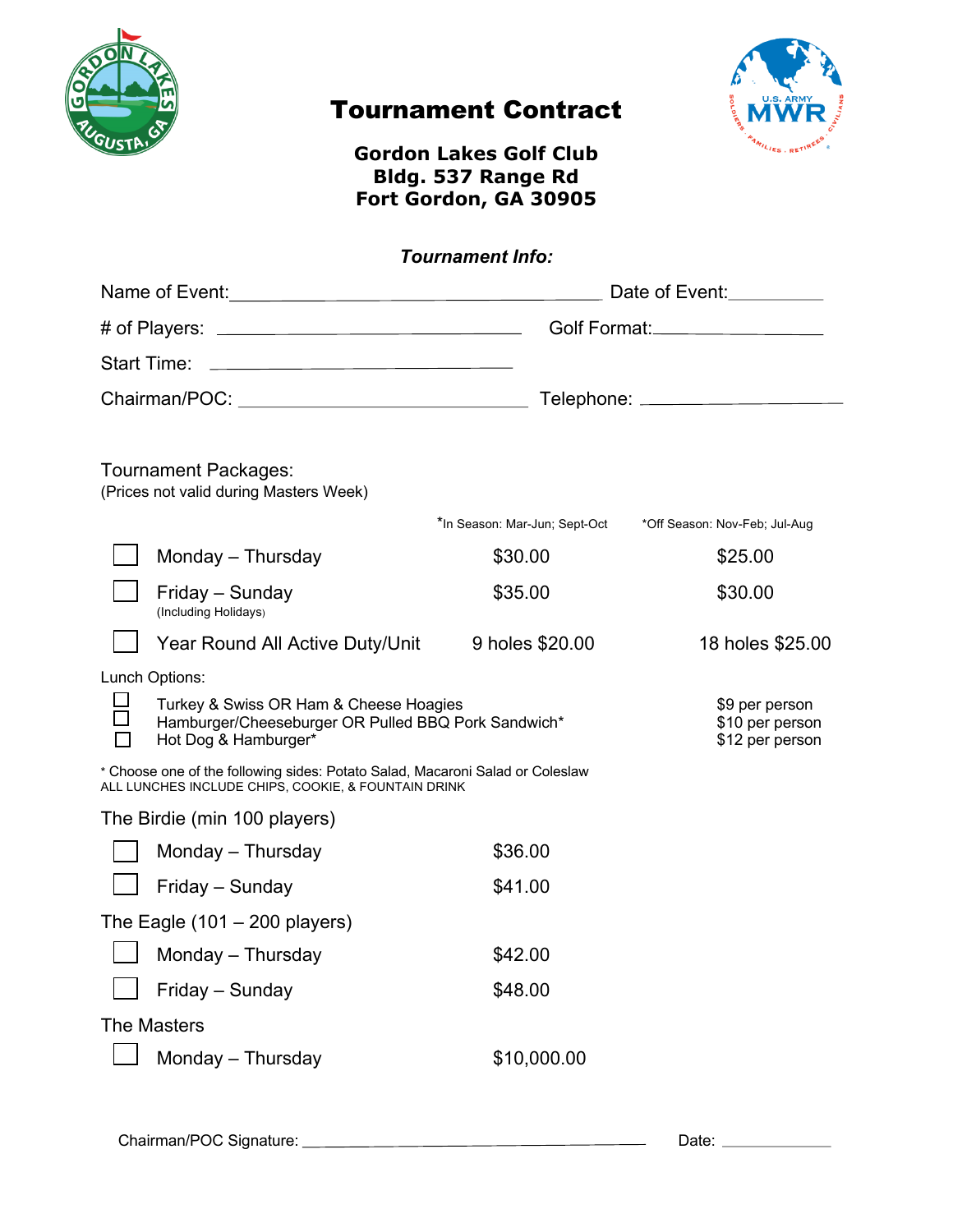# Tournament Contract

**Gordon Lakes Golf Club**
**Bldg. 537 Range Rd**
**Fort Gordon, GA 30905**

***Tournament Info:***

Name of Event:______________________________ Date of Event:__________

# of Players: ______________________________ Golf Format:________________

Start Time: ______________________________

Chairman/POC: ______________________________ Telephone: ____________________

Tournament Packages:
(Prices not valid during Masters Week)

| | *In Season: Mar-Jun; Sept-Oct | *Off Season: Nov-Feb; Jul-Aug |
|---|---|---|
| ☐ Monday – Thursday | $30.00 | $25.00 |
| ☐ Friday – Sunday (Including Holidays) | $35.00 | $30.00 |
| ☐ Year Round All Active Duty/Unit | 9 holes $20.00 | 18 holes $25.00 |

Lunch Options:

| | |
|---|---|
| ☐ Turkey & Swiss OR Ham & Cheese Hoagies | $9 per person |
| ☐ Hamburger/Cheeseburger OR Pulled BBQ Pork Sandwich* | $10 per person |
| ☐ Hot Dog & Hamburger* | $12 per person |

* Choose one of the following sides: Potato Salad, Macaroni Salad or Coleslaw
ALL LUNCHES INCLUDE CHIPS, COOKIE, & FOUNTAIN DRINK

The Birdie (min 100 players)

| | |
|---|---|
| ☐ Monday – Thursday | $36.00 |
| ☐ Friday – Sunday | $41.00 |

The Eagle (101 – 200 players)

| | |
|---|---|
| ☐ Monday – Thursday | $42.00 |
| ☐ Friday – Sunday | $48.00 |

The Masters

| | |
|---|---|
| ☐ Monday – Thursday | $10,000.00 |

Chairman/POC Signature: ______________________________ Date: ____________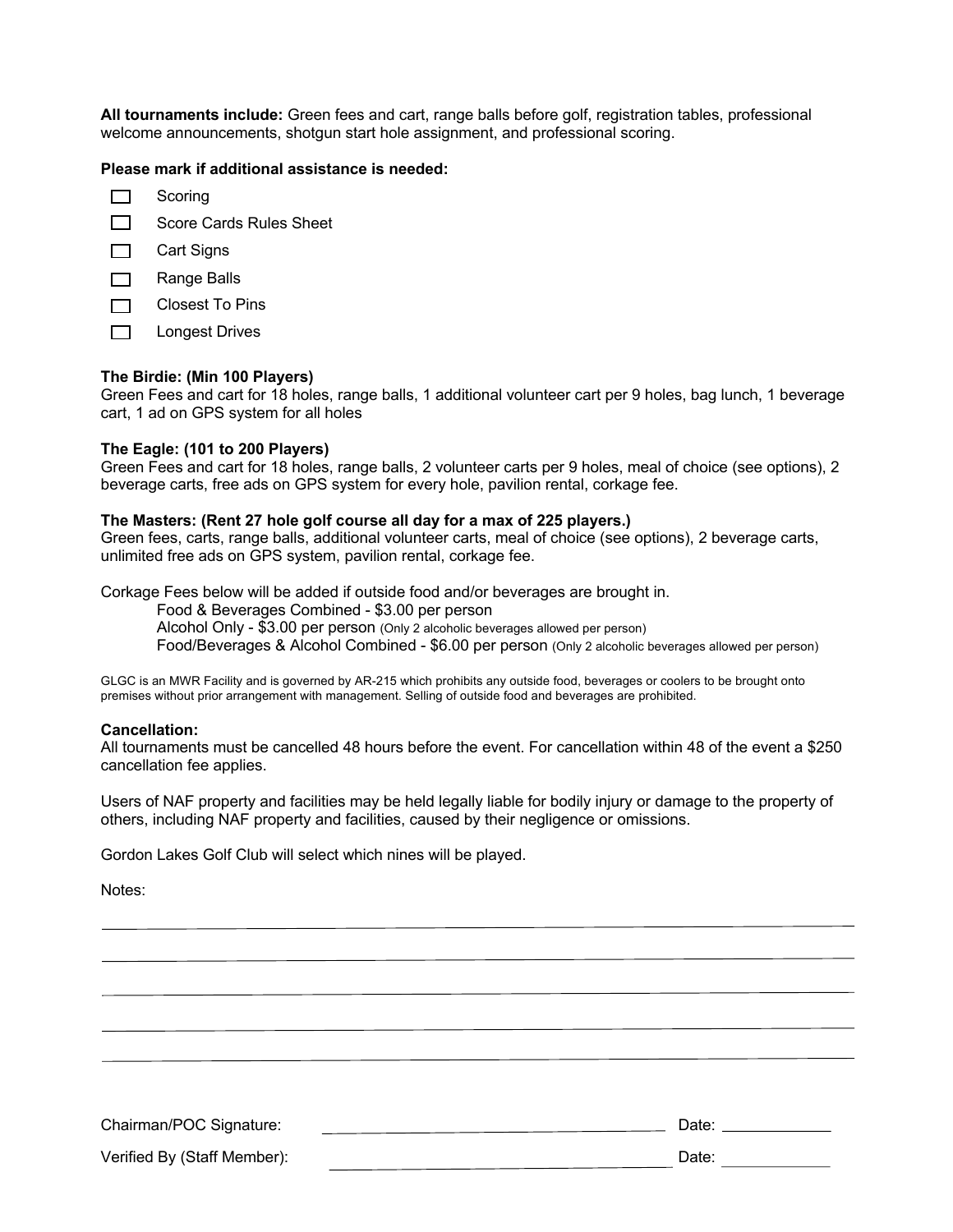**All tournaments include:** Green fees and cart, range balls before golf, registration tables, professional welcome announcements, shotgun start hole assignment, and professional scoring.

**Please mark if additional assistance is needed:**

- ☐ Scoring
- ☐ Score Cards Rules Sheet
- ☐ Cart Signs
- ☐ Range Balls
- ☐ Closest To Pins
- ☐ Longest Drives

**The Birdie: (Min 100 Players)**
Green Fees and cart for 18 holes, range balls, 1 additional volunteer cart per 9 holes, bag lunch, 1 beverage cart, 1 ad on GPS system for all holes

**The Eagle: (101 to 200 Players)**
Green Fees and cart for 18 holes, range balls, 2 volunteer carts per 9 holes, meal of choice (see options), 2 beverage carts, free ads on GPS system for every hole, pavilion rental, corkage fee.

**The Masters: (Rent 27 hole golf course all day for a max of 225 players.)**
Green fees, carts, range balls, additional volunteer carts, meal of choice (see options), 2 beverage carts, unlimited free ads on GPS system, pavilion rental, corkage fee.

Corkage Fees below will be added if outside food and/or beverages are brought in.

Food & Beverages Combined - $3.00 per person
Alcohol Only - $3.00 per person (Only 2 alcoholic beverages allowed per person)
Food/Beverages & Alcohol Combined - $6.00 per person (Only 2 alcoholic beverages allowed per person)

GLGC is an MWR Facility and is governed by AR-215 which prohibits any outside food, beverages or coolers to be brought onto premises without prior arrangement with management. Selling of outside food and beverages are prohibited.

**Cancellation:**
All tournaments must be cancelled 48 hours before the event. For cancellation within 48 of the event a $250 cancellation fee applies.

Users of NAF property and facilities may be held legally liable for bodily injury or damage to the property of others, including NAF property and facilities, caused by their negligence or omissions.

Gordon Lakes Golf Club will select which nines will be played.

Notes:

______________________________________________________________________________

______________________________________________________________________________

______________________________________________________________________________

______________________________________________________________________________

______________________________________________________________________________

Chairman/POC Signature: ______________________________ Date: ____________

Verified By (Staff Member): ______________________________ Date: ____________